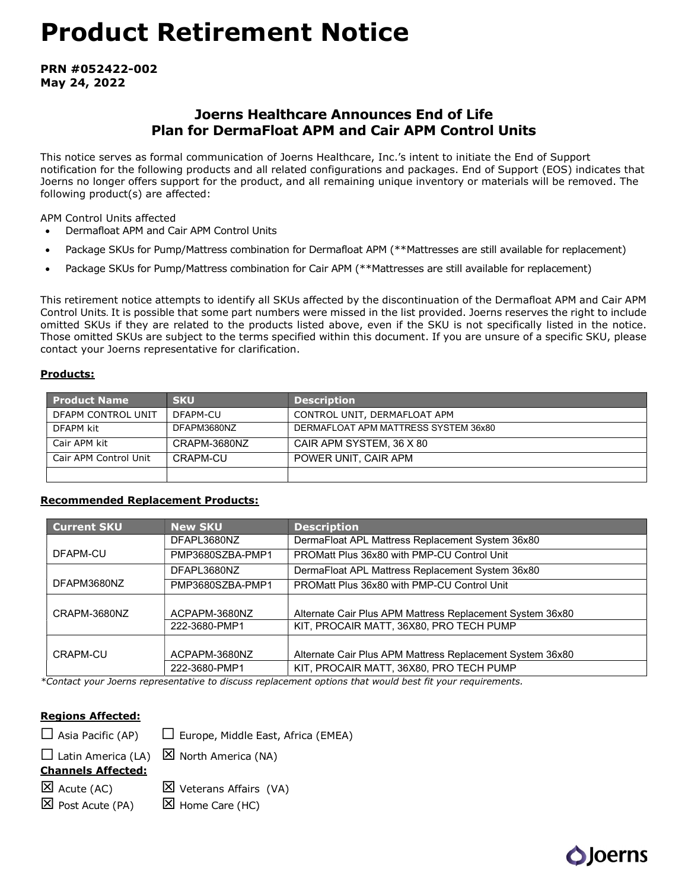# Product Retirement Notice

**PRN #052422-002**
**May 24, 2022**

## Joerns Healthcare Announces End of Life Plan for DermaFloat APM and Cair APM Control Units

This notice serves as formal communication of Joerns Healthcare, Inc.'s intent to initiate the End of Support notification for the following products and all related configurations and packages. End of Support (EOS) indicates that Joerns no longer offers support for the product, and all remaining unique inventory or materials will be removed. The following product(s) are affected:

APM Control Units affected

- Dermafloat APM and Cair APM Control Units
- Package SKUs for Pump/Mattress combination for Dermafloat APM (**Mattresses are still available for replacement)
- Package SKUs for Pump/Mattress combination for Cair APM (**Mattresses are still available for replacement)

This retirement notice attempts to identify all SKUs affected by the discontinuation of the Dermafloat APM and Cair APM Control Units. It is possible that some part numbers were missed in the list provided. Joerns reserves the right to include omitted SKUs if they are related to the products listed above, even if the SKU is not specifically listed in the notice. Those omitted SKUs are subject to the terms specified within this document. If you are unsure of a specific SKU, please contact your Joerns representative for clarification.

**Products:**

| Product Name | SKU | Description |
| --- | --- | --- |
| DFAPM CONTROL UNIT | DFAPM-CU | CONTROL UNIT, DERMAFLOAT APM |
| DFAPM kit | DFAPM3680NZ | DERMAFLOAT APM MATTRESS SYSTEM 36x80 |
| Cair APM kit | CRAPM-3680NZ | CAIR APM SYSTEM, 36 X 80 |
| Cair APM Control Unit | CRAPM-CU | POWER UNIT, CAIR APM |
| | | |

**Recommended Replacement Products:**

| Current SKU | New SKU | Description |
| --- | --- | --- |
| DFAPM-CU | DFAPL3680NZ | DermaFloat APL Mattress Replacement System 36x80 |
| | PMP3680SZBA-PMP1 | PROMatt Plus 36x80 with PMP-CU Control Unit |
| DFAPM3680NZ | DFAPL3680NZ | DermaFloat APL Mattress Replacement System 36x80 |
| | PMP3680SZBA-PMP1 | PROMatt Plus 36x80 with PMP-CU Control Unit |
| CRAPM-3680NZ | ACPAPM-3680NZ | Alternate Cair Plus APM Mattress Replacement System 36x80 |
| | 222-3680-PMP1 | KIT, PROCAIR MATT, 36X80, PRO TECH PUMP |
| CRAPM-CU | ACPAPM-3680NZ | Alternate Cair Plus APM Mattress Replacement System 36x80 |
| | 222-3680-PMP1 | KIT, PROCAIR MATT, 36X80, PRO TECH PUMP |

*Contact your Joerns representative to discuss replacement options that would best fit your requirements.*

**Regions Affected:**

☐ Asia Pacific (AP) ☐ Europe, Middle East, Africa (EMEA)

☐ Latin America (LA) ☒ North America (NA)

**Channels Affected:**

☒ Acute (AC) ☒ Veterans Affairs (VA)

☒ Post Acute (PA) ☒ Home Care (HC)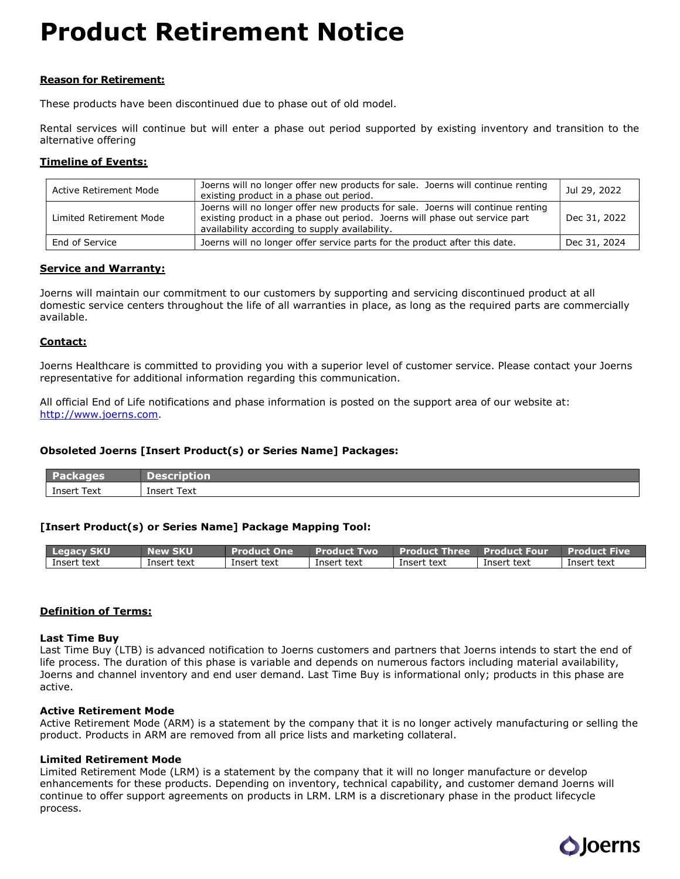# Product Retirement Notice

**Reason for Retirement:**

These products have been discontinued due to phase out of old model.

Rental services will continue but will enter a phase out period supported by existing inventory and transition to the alternative offering

**Timeline of Events:**

| | | |
|---|---|---|
| Active Retirement Mode | Joerns will no longer offer new products for sale. Joerns will continue renting existing product in a phase out period. | Jul 29, 2022 |
| Limited Retirement Mode | Joerns will no longer offer new products for sale. Joerns will continue renting existing product in a phase out period. Joerns will phase out service part availability according to supply availability. | Dec 31, 2022 |
| End of Service | Joerns will no longer offer service parts for the product after this date. | Dec 31, 2024 |

**Service and Warranty:**

Joerns will maintain our commitment to our customers by supporting and servicing discontinued product at all domestic service centers throughout the life of all warranties in place, as long as the required parts are commercially available.

**Contact:**

Joerns Healthcare is committed to providing you with a superior level of customer service. Please contact your Joerns representative for additional information regarding this communication.

All official End of Life notifications and phase information is posted on the support area of our website at: http://www.joerns.com.

**Obsoleted Joerns [Insert Product(s) or Series Name] Packages:**

| Packages | Description |
|---|---|
| Insert Text | Insert Text |

**[Insert Product(s) or Series Name] Package Mapping Tool:**

| Legacy SKU | New SKU | Product One | Product Two | Product Three | Product Four | Product Five |
|---|---|---|---|---|---|---|
| Insert text | Insert text | Insert text | Insert text | Insert text | Insert text | Insert text |

**Definition of Terms:**

**Last Time Buy**
Last Time Buy (LTB) is advanced notification to Joerns customers and partners that Joerns intends to start the end of life process. The duration of this phase is variable and depends on numerous factors including material availability, Joerns and channel inventory and end user demand. Last Time Buy is informational only; products in this phase are active.

**Active Retirement Mode**
Active Retirement Mode (ARM) is a statement by the company that it is no longer actively manufacturing or selling the product. Products in ARM are removed from all price lists and marketing collateral.

**Limited Retirement Mode**
Limited Retirement Mode (LRM) is a statement by the company that it will no longer manufacture or develop enhancements for these products. Depending on inventory, technical capability, and customer demand Joerns will continue to offer support agreements on products in LRM. LRM is a discretionary phase in the product lifecycle process.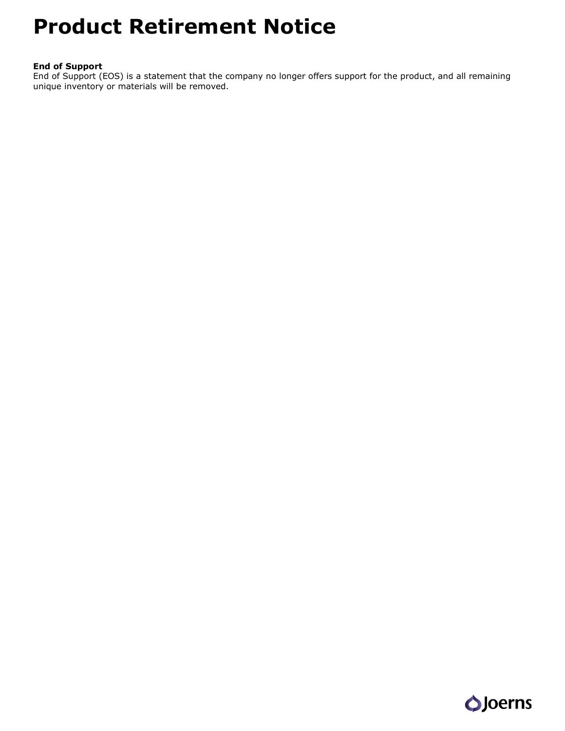# Product Retirement Notice

**End of Support**
End of Support (EOS) is a statement that the company no longer offers support for the product, and all remaining unique inventory or materials will be removed.